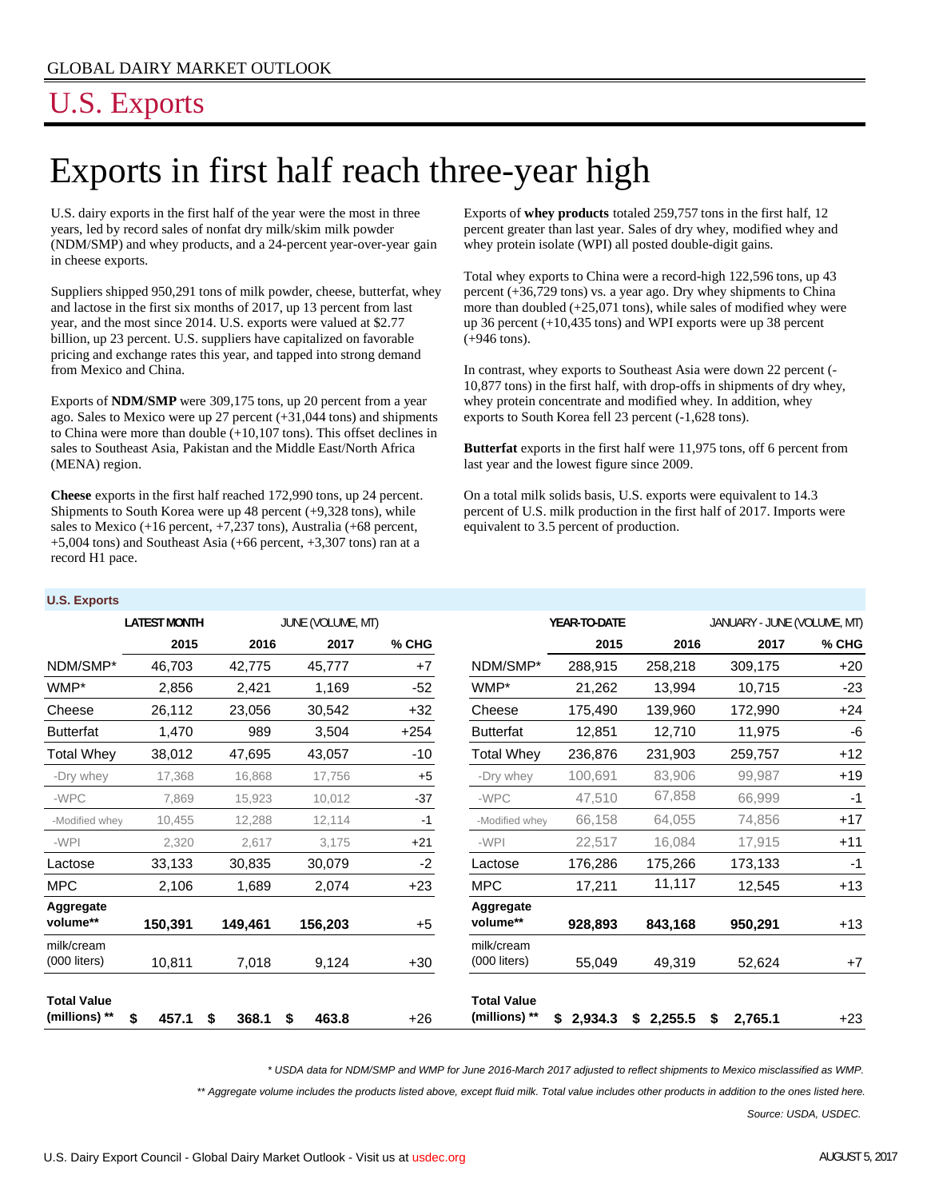GLOBAL DAIRY MARKET OUTLOOK

# U.S. Exports

## Exports in first half reach three-year high

U.S. dairy exports in the first half of the year were the most in three years, led by record sales of nonfat dry milk/skim milk powder (NDM/SMP) and whey products, and a 24-percent year-over-year gain in cheese exports.

Suppliers shipped 950,291 tons of milk powder, cheese, butterfat, whey and lactose in the first six months of 2017, up 13 percent from last year, and the most since 2014. U.S. exports were valued at $2.77 billion, up 23 percent. U.S. suppliers have capitalized on favorable pricing and exchange rates this year, and tapped into strong demand from Mexico and China.

Exports of **NDM/SMP** were 309,175 tons, up 20 percent from a year ago. Sales to Mexico were up 27 percent (+31,044 tons) and shipments to China were more than double (+10,107 tons). This offset declines in sales to Southeast Asia, Pakistan and the Middle East/North Africa (MENA) region.

**Cheese** exports in the first half reached 172,990 tons, up 24 percent. Shipments to South Korea were up 48 percent (+9,328 tons), while sales to Mexico (+16 percent, +7,237 tons), Australia (+68 percent, +5,004 tons) and Southeast Asia (+66 percent, +3,307 tons) ran at a record H1 pace.

Exports of **whey products** totaled 259,757 tons in the first half, 12 percent greater than last year. Sales of dry whey, modified whey and whey protein isolate (WPI) all posted double-digit gains.

Total whey exports to China were a record-high 122,596 tons, up 43 percent (+36,729 tons) vs. a year ago. Dry whey shipments to China more than doubled (+25,071 tons), while sales of modified whey were up 36 percent (+10,435 tons) and WPI exports were up 38 percent (+946 tons).

In contrast, whey exports to Southeast Asia were down 22 percent (-10,877 tons) in the first half, with drop-offs in shipments of dry whey, whey protein concentrate and modified whey. In addition, whey exports to South Korea fell 23 percent (-1,628 tons).

**Butterfat** exports in the first half were 11,975 tons, off 6 percent from last year and the lowest figure since 2009.

On a total milk solids basis, U.S. exports were equivalent to 14.3 percent of U.S. milk production in the first half of 2017. Imports were equivalent to 3.5 percent of production.

**U.S. Exports**

| | LATEST MONTH | JUNE (VOLUME, MT) | | | | YEAR-TO-DATE | JANUARY - JUNE (VOLUME, MT) | | |
|---|---|---|---|---|---|---|---|---|---|
| | 2015 | 2016 | 2017 | % CHG | | 2015 | 2016 | 2017 | % CHG |
| NDM/SMP* | 46,703 | 42,775 | 45,777 | +7 | NDM/SMP* | 288,915 | 258,218 | 309,175 | +20 |
| WMP* | 2,856 | 2,421 | 1,169 | -52 | WMP* | 21,262 | 13,994 | 10,715 | -23 |
| Cheese | 26,112 | 23,056 | 30,542 | +32 | Cheese | 175,490 | 139,960 | 172,990 | +24 |
| Butterfat | 1,470 | 989 | 3,504 | +254 | Butterfat | 12,851 | 12,710 | 11,975 | -6 |
| Total Whey | 38,012 | 47,695 | 43,057 | -10 | Total Whey | 236,876 | 231,903 | 259,757 | +12 |
| -Dry whey | 17,368 | 16,868 | 17,756 | +5 | -Dry whey | 100,691 | 83,906 | 99,987 | +19 |
| -WPC | 7,869 | 15,923 | 10,012 | -37 | -WPC | 47,510 | 67,858 | 66,999 | -1 |
| -Modified whey | 10,455 | 12,288 | 12,114 | -1 | -Modified whey | 66,158 | 64,055 | 74,856 | +17 |
| -WPI | 2,320 | 2,617 | 3,175 | +21 | -WPI | 22,517 | 16,084 | 17,915 | +11 |
| Lactose | 33,133 | 30,835 | 30,079 | -2 | Lactose | 176,286 | 175,266 | 173,133 | -1 |
| MPC | 2,106 | 1,689 | 2,074 | +23 | MPC | 17,211 | 11,117 | 12,545 | +13 |
| **Aggregate volume**** | **150,391** | **149,461** | **156,203** | +5 | **Aggregate volume**** | **928,893** | **843,168** | **950,291** | +13 |
| milk/cream (000 liters) | 10,811 | 7,018 | 9,124 | +30 | milk/cream (000 liters) | 55,049 | 49,319 | 52,624 | +7 |
| **Total Value (millions) **** | **$ 457.1** | **$ 368.1** | **$ 463.8** | +26 | **Total Value (millions) **** | **$ 2,934.3** | **$ 2,255.5** | **$ 2,765.1** | +23 |

*\* USDA data for NDM/SMP and WMP for June 2016-March 2017 adjusted to reflect shipments to Mexico misclassified as WMP.*

*\*\* Aggregate volume includes the products listed above, except fluid milk. Total value includes other products in addition to the ones listed here.*

*Source: USDA, USDEC.*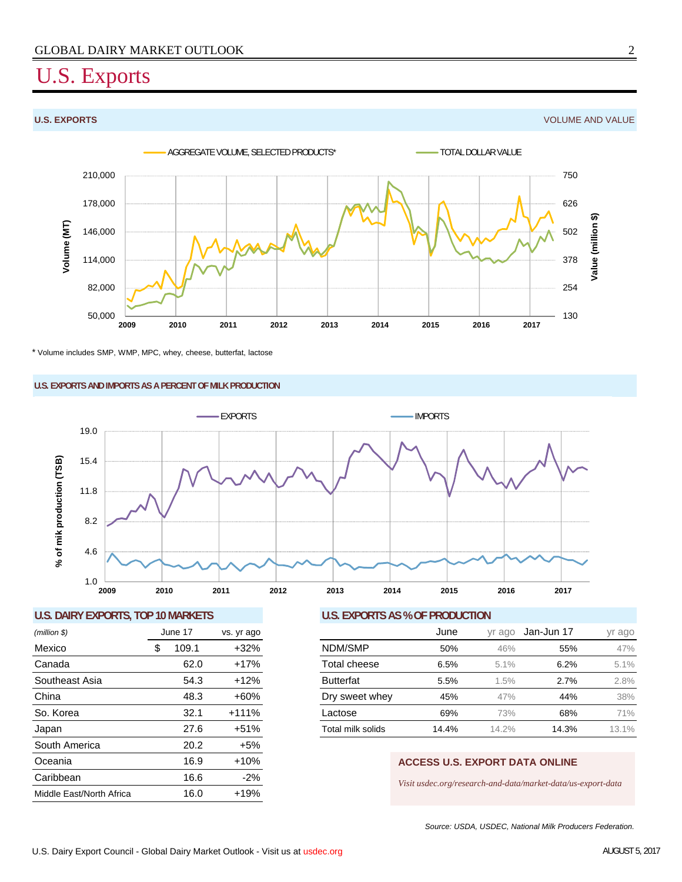# U.S. Exports

**U.S. EXPORTS** VOLUME AND VALUE

AGGREGATE VOLUME, SELECTED PRODUCTS* — TOTAL DOLLAR VALUE

\* Volume includes SMP, WMP, MPC, whey, cheese, butterfat, lactose

**U.S. EXPORTS AND IMPORTS AS A PERCENT OF MILK PRODUCTION**

EXPORTS — IMPORTS

## U.S. DAIRY EXPORTS, TOP 10 MARKETS

| *(million $)* | June 17 | vs. yr ago |
|---|---|---|
| Mexico | $ 109.1 | +32% |
| Canada | 62.0 | +17% |
| Southeast Asia | 54.3 | +12% |
| China | 48.3 | +60% |
| So. Korea | 32.1 | +111% |
| Japan | 27.6 | +51% |
| South America | 20.2 | +5% |
| Oceania | 16.9 | +10% |
| Caribbean | 16.6 | -2% |
| Middle East/North Africa | 16.0 | +19% |

## U.S. EXPORTS AS % OF PRODUCTION

| | June | yr ago | Jan-Jun 17 | yr ago |
|---|---|---|---|---|
| NDM/SMP | 50% | 46% | 55% | 47% |
| Total cheese | 6.5% | 5.1% | 6.2% | 5.1% |
| Butterfat | 5.5% | 1.5% | 2.7% | 2.8% |
| Dry sweet whey | 45% | 47% | 44% | 38% |
| Lactose | 69% | 73% | 68% | 71% |
| Total milk solids | 14.4% | 14.2% | 14.3% | 13.1% |

**ACCESS U.S. EXPORT DATA ONLINE**

*Visit usdec.org/research-and-data/market-data/us-export-data*

*Source: USDA, USDEC, National Milk Producers Federation.*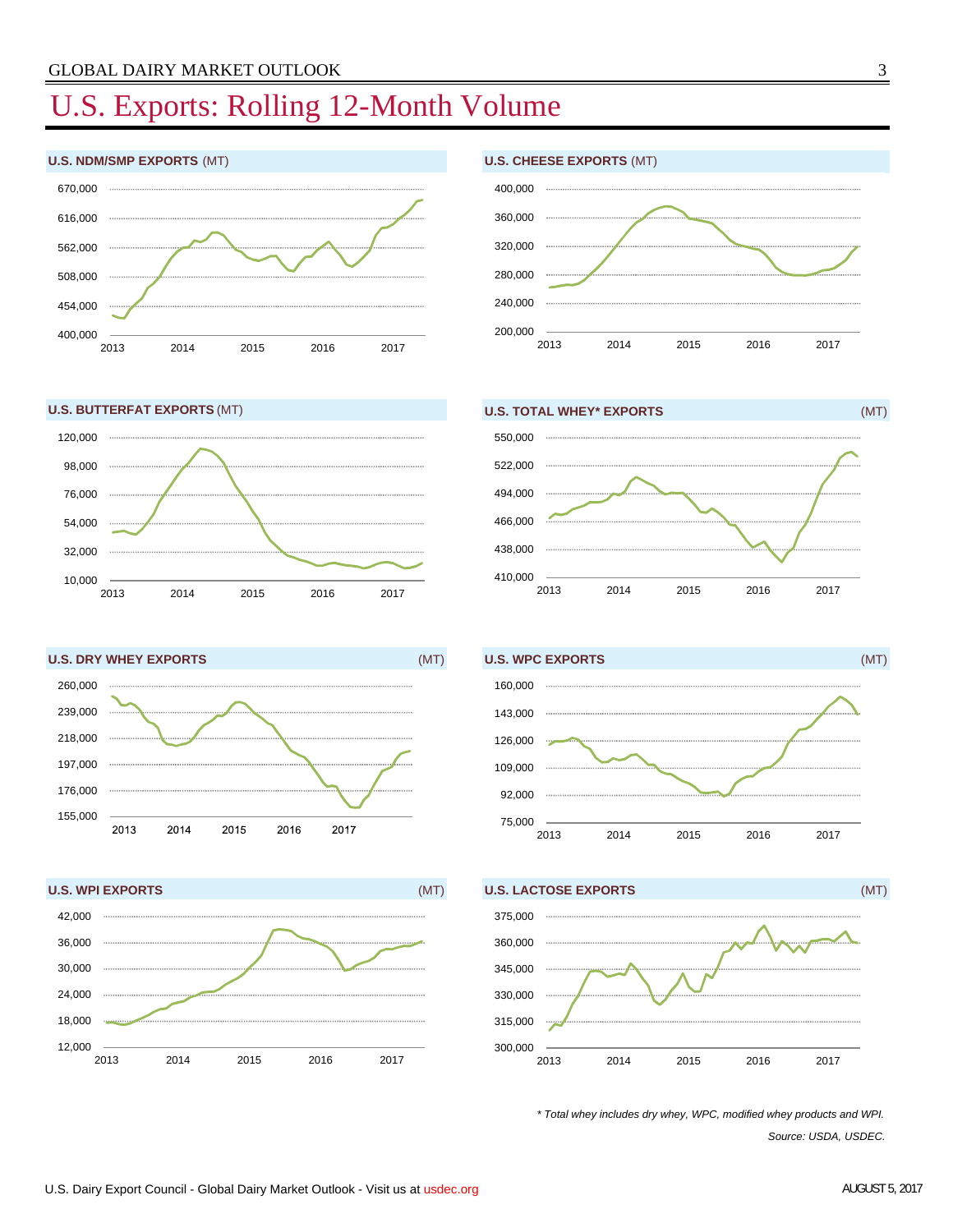# U.S. Exports: Rolling 12-Month Volume

**U.S. NDM/SMP EXPORTS** (MT)

670,000
616,000
562,000
508,000
454,000
400,000
2013 2014 2015 2016 2017

**U.S. CHEESE EXPORTS** (MT)

400,000
360,000
320,000
280,000
240,000
200,000
2013 2014 2015 2016 2017

**U.S. BUTTERFAT EXPORTS** (MT)

120,000
98,000
76,000
54,000
32,000
10,000
2013 2014 2015 2016 2017

**U.S. TOTAL WHEY* EXPORTS** (MT)

550,000
522,000
494,000
466,000
438,000
410,000
2013 2014 2015 2016 2017

**U.S. DRY WHEY EXPORTS** (MT)

260,000
239,000
218,000
197,000
176,000
155,000
2013 2014 2015 2016 2017

**U.S. WPC EXPORTS** (MT)

160,000
143,000
126,000
109,000
92,000
75,000
2013 2014 2015 2016 2017

**U.S. WPI EXPORTS** (MT)

42,000
36,000
30,000
24,000
18,000
12,000
2013 2014 2015 2016 2017

**U.S. LACTOSE EXPORTS** (MT)

375,000
360,000
345,000
330,000
315,000
300,000
2013 2014 2015 2016 2017

*\* Total whey includes dry whey, WPC, modified whey products and WPI.*

*Source: USDA, USDEC.*